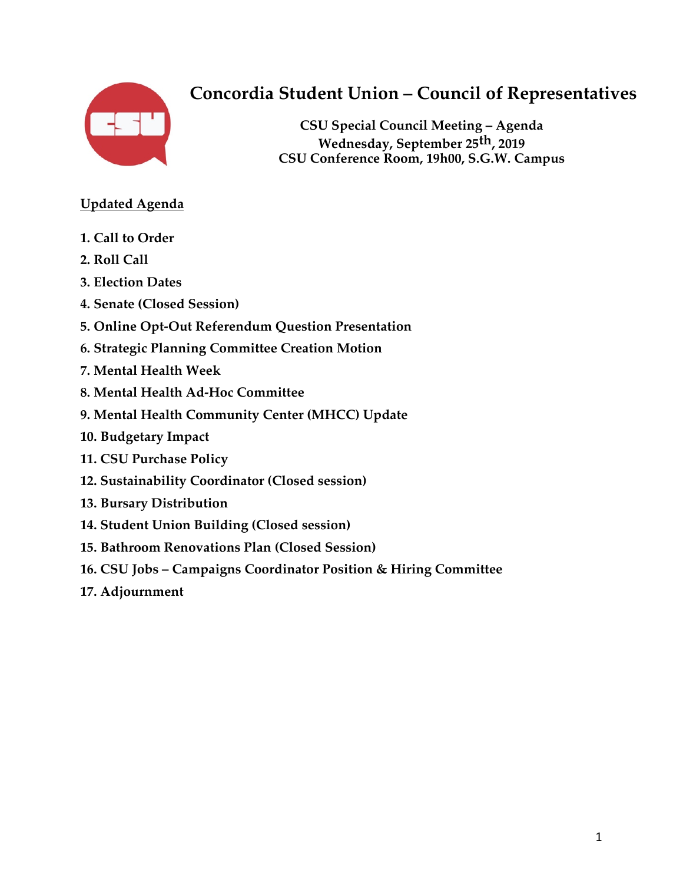# Concordia Student Union – Council of Representatives

**CSU Special Council Meeting – Agenda**
**Wednesday, September 25th, 2019**
**CSU Conference Room, 19h00, S.G.W. Campus**

**Updated Agenda**

1. **Call to Order**
2. **Roll Call**
3. **Election Dates**
4. **Senate (Closed Session)**
5. **Online Opt-Out Referendum Question Presentation**
6. **Strategic Planning Committee Creation Motion**
7. **Mental Health Week**
8. **Mental Health Ad-Hoc Committee**
9. **Mental Health Community Center (MHCC) Update**
10. **Budgetary Impact**
11. **CSU Purchase Policy**
12. **Sustainability Coordinator (Closed session)**
13. **Bursary Distribution**
14. **Student Union Building (Closed session)**
15. **Bathroom Renovations Plan (Closed Session)**
16. **CSU Jobs – Campaigns Coordinator Position & Hiring Committee**
17. **Adjournment**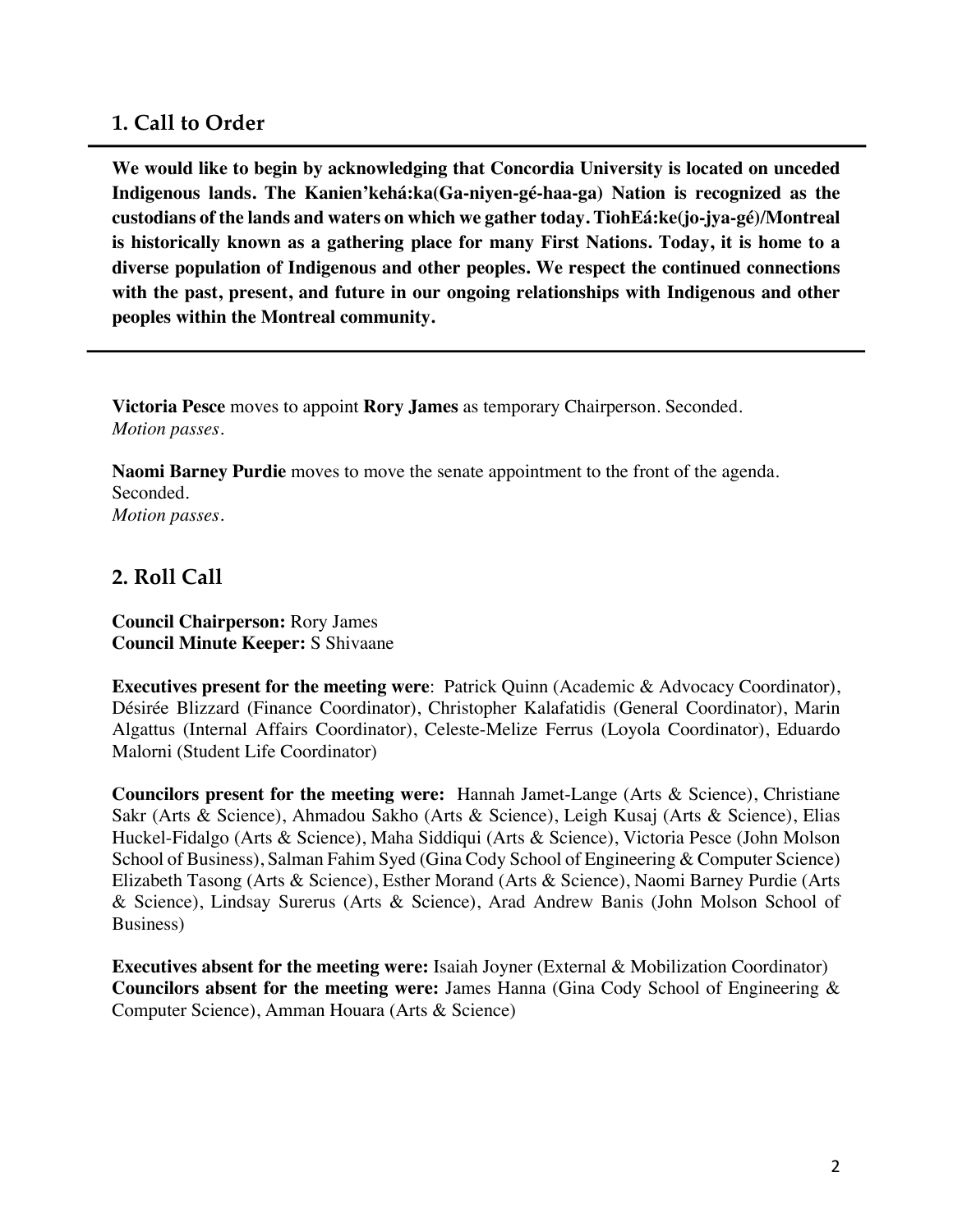## 1. Call to Order

---

**We would like to begin by acknowledging that Concordia University is located on unceded Indigenous lands. The Kanien'kehá:ka(Ga-niyen-gé-haa-ga) Nation is recognized as the custodians of the lands and waters on which we gather today. TiohEá:ke(jo-jya-gé)/Montreal is historically known as a gathering place for many First Nations. Today, it is home to a diverse population of Indigenous and other peoples. We respect the continued connections with the past, present, and future in our ongoing relationships with Indigenous and other peoples within the Montreal community.**

---

**Victoria Pesce** moves to appoint **Rory James** as temporary Chairperson. Seconded.
*Motion passes.*

**Naomi Barney Purdie** moves to move the senate appointment to the front of the agenda. Seconded.
*Motion passes.*

## 2. Roll Call

**Council Chairperson:** Rory James
**Council Minute Keeper:** S Shivaane

**Executives present for the meeting were**: Patrick Quinn (Academic & Advocacy Coordinator), Désirée Blizzard (Finance Coordinator), Christopher Kalafatidis (General Coordinator), Marin Algattus (Internal Affairs Coordinator), Celeste-Melize Ferrus (Loyola Coordinator), Eduardo Malorni (Student Life Coordinator)

**Councilors present for the meeting were:** Hannah Jamet-Lange (Arts & Science), Christiane Sakr (Arts & Science), Ahmadou Sakho (Arts & Science), Leigh Kusaj (Arts & Science), Elias Huckel-Fidalgo (Arts & Science), Maha Siddiqui (Arts & Science), Victoria Pesce (John Molson School of Business), Salman Fahim Syed (Gina Cody School of Engineering & Computer Science) Elizabeth Tasong (Arts & Science), Esther Morand (Arts & Science), Naomi Barney Purdie (Arts & Science), Lindsay Surerus (Arts & Science), Arad Andrew Banis (John Molson School of Business)

**Executives absent for the meeting were:** Isaiah Joyner (External & Mobilization Coordinator)
**Councilors absent for the meeting were:** James Hanna (Gina Cody School of Engineering & Computer Science), Amman Houara (Arts & Science)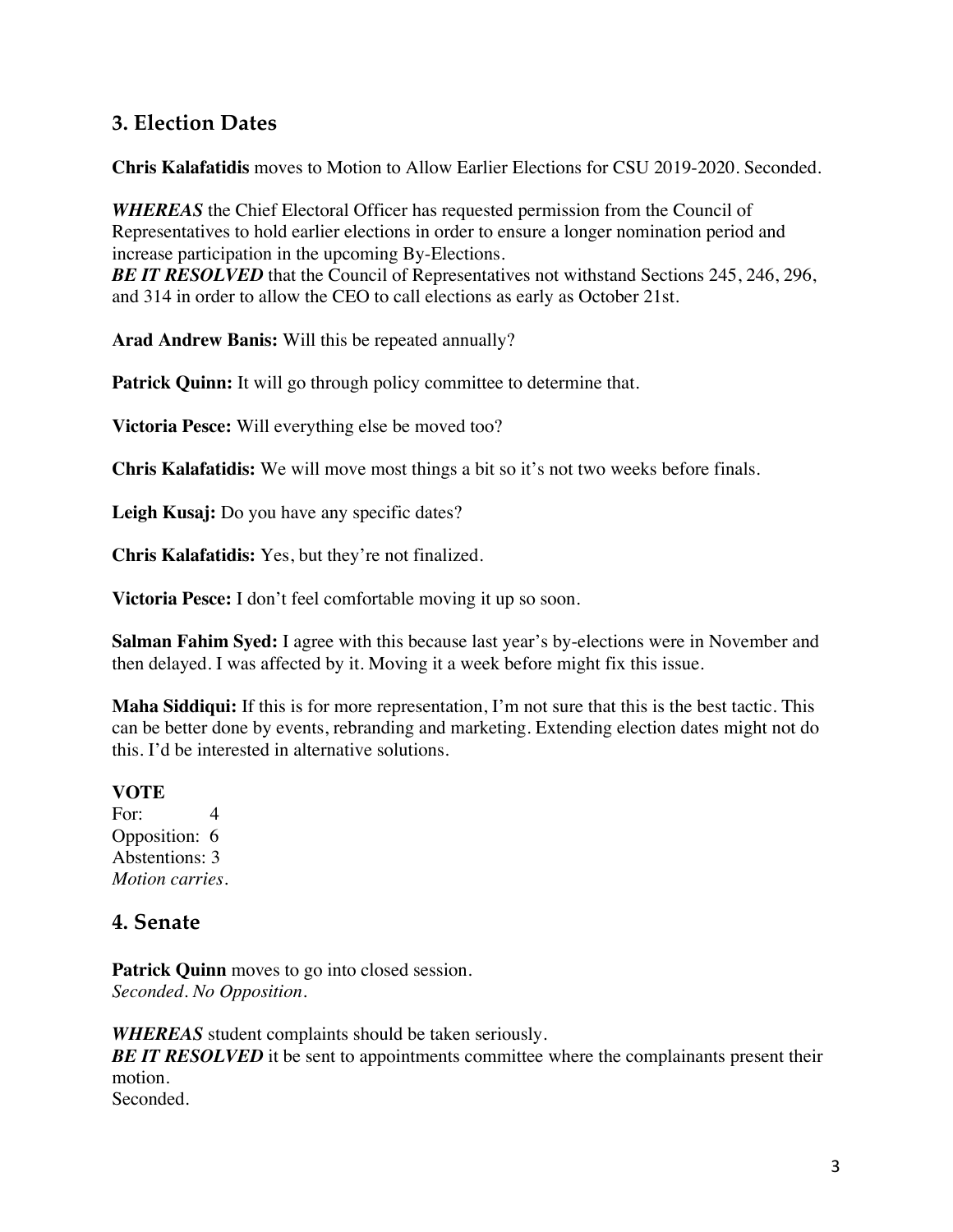## 3. Election Dates

**Chris Kalafatidis** moves to Motion to Allow Earlier Elections for CSU 2019-2020. Seconded.

***WHEREAS*** the Chief Electoral Officer has requested permission from the Council of Representatives to hold earlier elections in order to ensure a longer nomination period and increase participation in the upcoming By-Elections.
***BE IT RESOLVED*** that the Council of Representatives not withstand Sections 245, 246, 296, and 314 in order to allow the CEO to call elections as early as October 21st.

**Arad Andrew Banis:** Will this be repeated annually?

**Patrick Quinn:** It will go through policy committee to determine that.

**Victoria Pesce:** Will everything else be moved too?

**Chris Kalafatidis:** We will move most things a bit so it's not two weeks before finals.

**Leigh Kusaj:** Do you have any specific dates?

**Chris Kalafatidis:** Yes, but they're not finalized.

**Victoria Pesce:** I don't feel comfortable moving it up so soon.

**Salman Fahim Syed:** I agree with this because last year's by-elections were in November and then delayed. I was affected by it. Moving it a week before might fix this issue.

**Maha Siddiqui:** If this is for more representation, I'm not sure that this is the best tactic. This can be better done by events, rebranding and marketing. Extending election dates might not do this. I'd be interested in alternative solutions.

**VOTE**
For: 4
Opposition: 6
Abstentions: 3
*Motion carries.*

## 4. Senate

**Patrick Quinn** moves to go into closed session.
*Seconded. No Opposition.*

***WHEREAS*** student complaints should be taken seriously.
***BE IT RESOLVED*** it be sent to appointments committee where the complainants present their motion.
Seconded.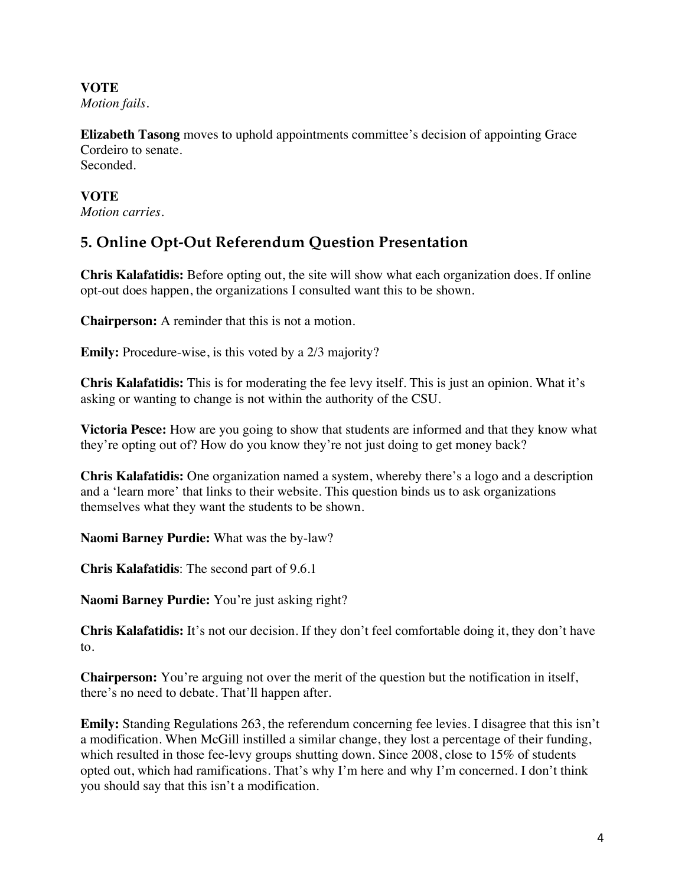**VOTE**
*Motion fails.*

**Elizabeth Tasong** moves to uphold appointments committee's decision of appointing Grace Cordeiro to senate.
Seconded.

**VOTE**
*Motion carries.*

## 5. Online Opt-Out Referendum Question Presentation

**Chris Kalafatidis:** Before opting out, the site will show what each organization does. If online opt-out does happen, the organizations I consulted want this to be shown.

**Chairperson:** A reminder that this is not a motion.

**Emily:** Procedure-wise, is this voted by a 2/3 majority?

**Chris Kalafatidis:** This is for moderating the fee levy itself. This is just an opinion. What it's asking or wanting to change is not within the authority of the CSU.

**Victoria Pesce:** How are you going to show that students are informed and that they know what they're opting out of? How do you know they're not just doing to get money back?

**Chris Kalafatidis:** One organization named a system, whereby there's a logo and a description and a 'learn more' that links to their website. This question binds us to ask organizations themselves what they want the students to be shown.

**Naomi Barney Purdie:** What was the by-law?

**Chris Kalafatidis**: The second part of 9.6.1

**Naomi Barney Purdie:** You're just asking right?

**Chris Kalafatidis:** It's not our decision. If they don't feel comfortable doing it, they don't have to.

**Chairperson:** You're arguing not over the merit of the question but the notification in itself, there's no need to debate. That'll happen after.

**Emily:** Standing Regulations 263, the referendum concerning fee levies. I disagree that this isn't a modification. When McGill instilled a similar change, they lost a percentage of their funding, which resulted in those fee-levy groups shutting down. Since 2008, close to 15% of students opted out, which had ramifications. That's why I'm here and why I'm concerned. I don't think you should say that this isn't a modification.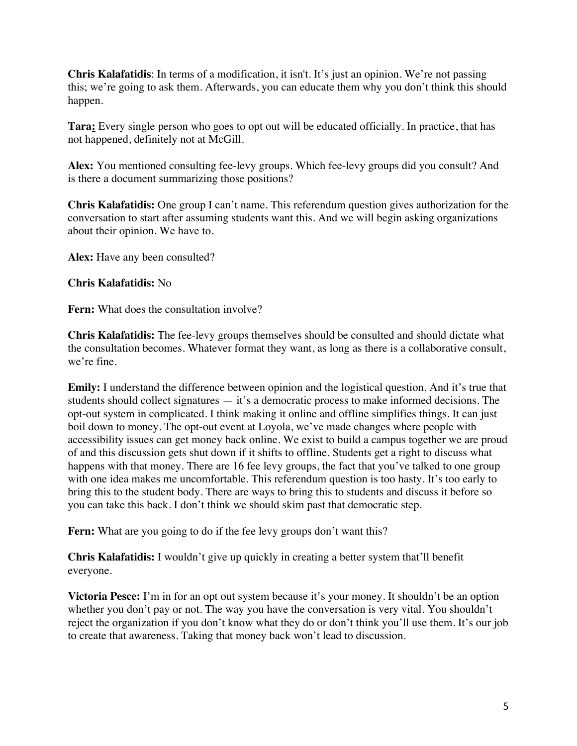**Chris Kalafatidis**: In terms of a modification, it isn't. It's just an opinion. We're not passing this; we're going to ask them. Afterwards, you can educate them why you don't think this should happen.

**Tara:** Every single person who goes to opt out will be educated officially. In practice, that has not happened, definitely not at McGill.

**Alex:** You mentioned consulting fee-levy groups. Which fee-levy groups did you consult? And is there a document summarizing those positions?

**Chris Kalafatidis:** One group I can't name. This referendum question gives authorization for the conversation to start after assuming students want this. And we will begin asking organizations about their opinion. We have to.

**Alex:** Have any been consulted?

**Chris Kalafatidis:** No

**Fern:** What does the consultation involve?

**Chris Kalafatidis:** The fee-levy groups themselves should be consulted and should dictate what the consultation becomes. Whatever format they want, as long as there is a collaborative consult, we're fine.

**Emily:** I understand the difference between opinion and the logistical question. And it's true that students should collect signatures — it's a democratic process to make informed decisions. The opt-out system in complicated. I think making it online and offline simplifies things. It can just boil down to money. The opt-out event at Loyola, we've made changes where people with accessibility issues can get money back online. We exist to build a campus together we are proud of and this discussion gets shut down if it shifts to offline. Students get a right to discuss what happens with that money. There are 16 fee levy groups, the fact that you've talked to one group with one idea makes me uncomfortable. This referendum question is too hasty. It's too early to bring this to the student body. There are ways to bring this to students and discuss it before so you can take this back. I don't think we should skim past that democratic step.

**Fern:** What are you going to do if the fee levy groups don't want this?

**Chris Kalafatidis:** I wouldn't give up quickly in creating a better system that'll benefit everyone.

**Victoria Pesce:** I'm in for an opt out system because it's your money. It shouldn't be an option whether you don't pay or not. The way you have the conversation is very vital. You shouldn't reject the organization if you don't know what they do or don't think you'll use them. It's our job to create that awareness. Taking that money back won't lead to discussion.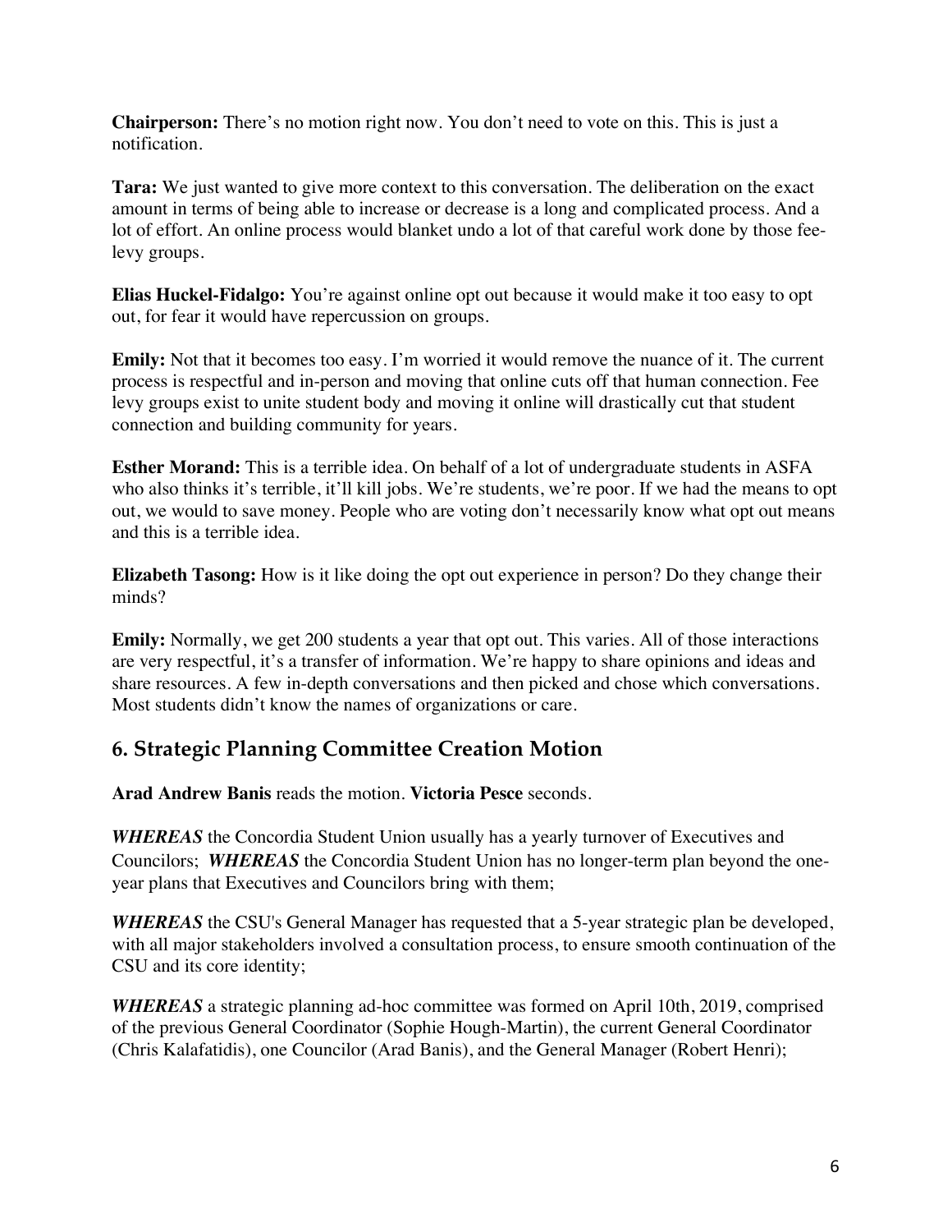**Chairperson:** There's no motion right now. You don't need to vote on this. This is just a notification.

**Tara:** We just wanted to give more context to this conversation. The deliberation on the exact amount in terms of being able to increase or decrease is a long and complicated process. And a lot of effort. An online process would blanket undo a lot of that careful work done by those fee-levy groups.

**Elias Huckel-Fidalgo:** You're against online opt out because it would make it too easy to opt out, for fear it would have repercussion on groups.

**Emily:** Not that it becomes too easy. I'm worried it would remove the nuance of it. The current process is respectful and in-person and moving that online cuts off that human connection. Fee levy groups exist to unite student body and moving it online will drastically cut that student connection and building community for years.

**Esther Morand:** This is a terrible idea. On behalf of a lot of undergraduate students in ASFA who also thinks it's terrible, it'll kill jobs. We're students, we're poor. If we had the means to opt out, we would to save money. People who are voting don't necessarily know what opt out means and this is a terrible idea.

**Elizabeth Tasong:** How is it like doing the opt out experience in person? Do they change their minds?

**Emily:** Normally, we get 200 students a year that opt out. This varies. All of those interactions are very respectful, it's a transfer of information. We're happy to share opinions and ideas and share resources. A few in-depth conversations and then picked and chose which conversations. Most students didn't know the names of organizations or care.

## 6. Strategic Planning Committee Creation Motion

**Arad Andrew Banis** reads the motion. **Victoria Pesce** seconds.

***WHEREAS*** the Concordia Student Union usually has a yearly turnover of Executives and Councilors; ***WHEREAS*** the Concordia Student Union has no longer-term plan beyond the one-year plans that Executives and Councilors bring with them;

***WHEREAS*** the CSU's General Manager has requested that a 5-year strategic plan be developed, with all major stakeholders involved a consultation process, to ensure smooth continuation of the CSU and its core identity;

***WHEREAS*** a strategic planning ad-hoc committee was formed on April 10th, 2019, comprised of the previous General Coordinator (Sophie Hough-Martin), the current General Coordinator (Chris Kalafatidis), one Councilor (Arad Banis), and the General Manager (Robert Henri);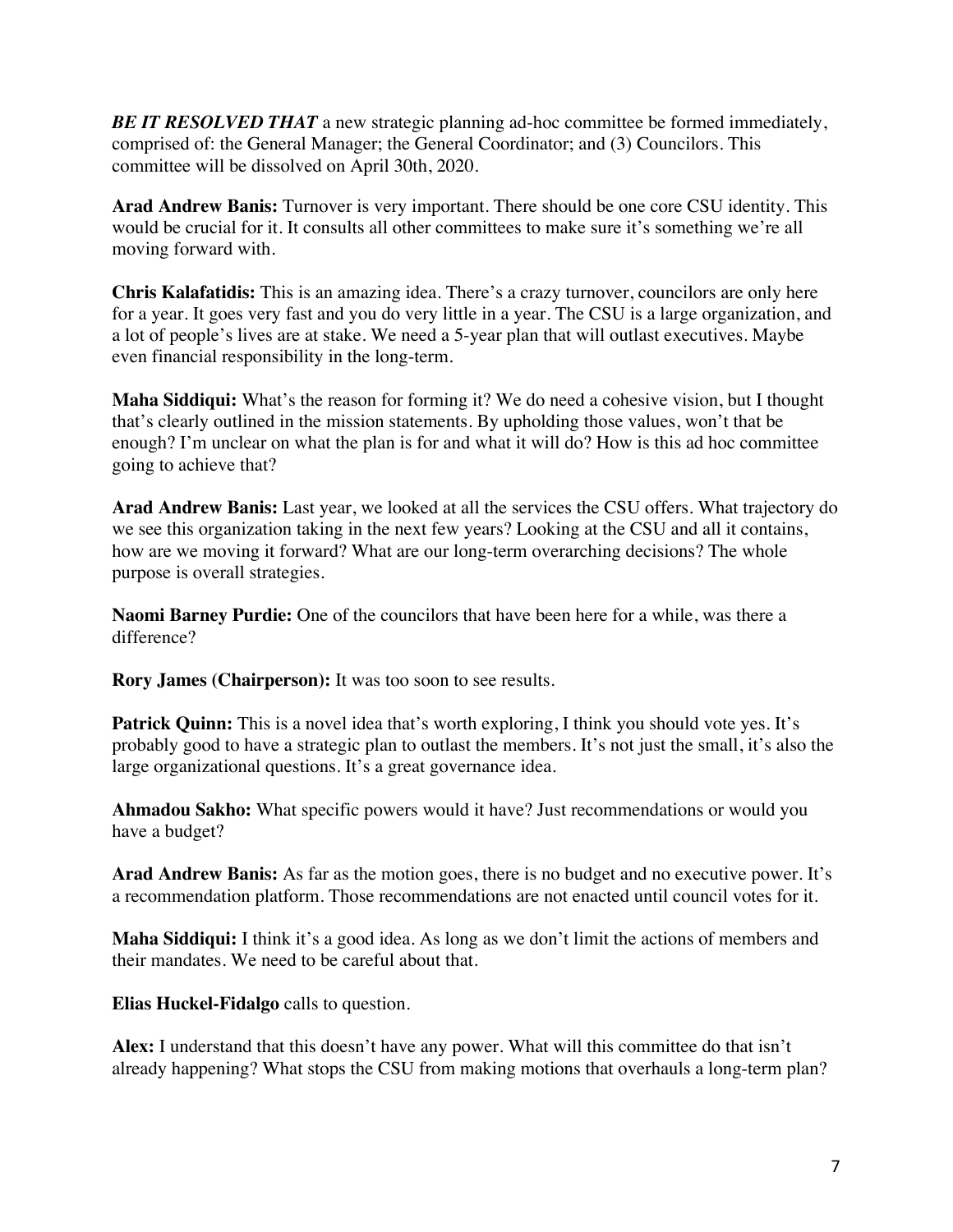***BE IT RESOLVED THAT*** a new strategic planning ad-hoc committee be formed immediately, comprised of: the General Manager; the General Coordinator; and (3) Councilors. This committee will be dissolved on April 30th, 2020.

**Arad Andrew Banis:** Turnover is very important. There should be one core CSU identity. This would be crucial for it. It consults all other committees to make sure it's something we're all moving forward with.

**Chris Kalafatidis:** This is an amazing idea. There's a crazy turnover, councilors are only here for a year. It goes very fast and you do very little in a year. The CSU is a large organization, and a lot of people's lives are at stake. We need a 5-year plan that will outlast executives. Maybe even financial responsibility in the long-term.

**Maha Siddiqui:** What's the reason for forming it? We do need a cohesive vision, but I thought that's clearly outlined in the mission statements. By upholding those values, won't that be enough? I'm unclear on what the plan is for and what it will do? How is this ad hoc committee going to achieve that?

**Arad Andrew Banis:** Last year, we looked at all the services the CSU offers. What trajectory do we see this organization taking in the next few years? Looking at the CSU and all it contains, how are we moving it forward? What are our long-term overarching decisions? The whole purpose is overall strategies.

**Naomi Barney Purdie:** One of the councilors that have been here for a while, was there a difference?

**Rory James (Chairperson):** It was too soon to see results.

**Patrick Quinn:** This is a novel idea that's worth exploring, I think you should vote yes. It's probably good to have a strategic plan to outlast the members. It's not just the small, it's also the large organizational questions. It's a great governance idea.

**Ahmadou Sakho:** What specific powers would it have? Just recommendations or would you have a budget?

**Arad Andrew Banis:** As far as the motion goes, there is no budget and no executive power. It's a recommendation platform. Those recommendations are not enacted until council votes for it.

**Maha Siddiqui:** I think it's a good idea. As long as we don't limit the actions of members and their mandates. We need to be careful about that.

**Elias Huckel-Fidalgo** calls to question.

**Alex:** I understand that this doesn't have any power. What will this committee do that isn't already happening? What stops the CSU from making motions that overhauls a long-term plan?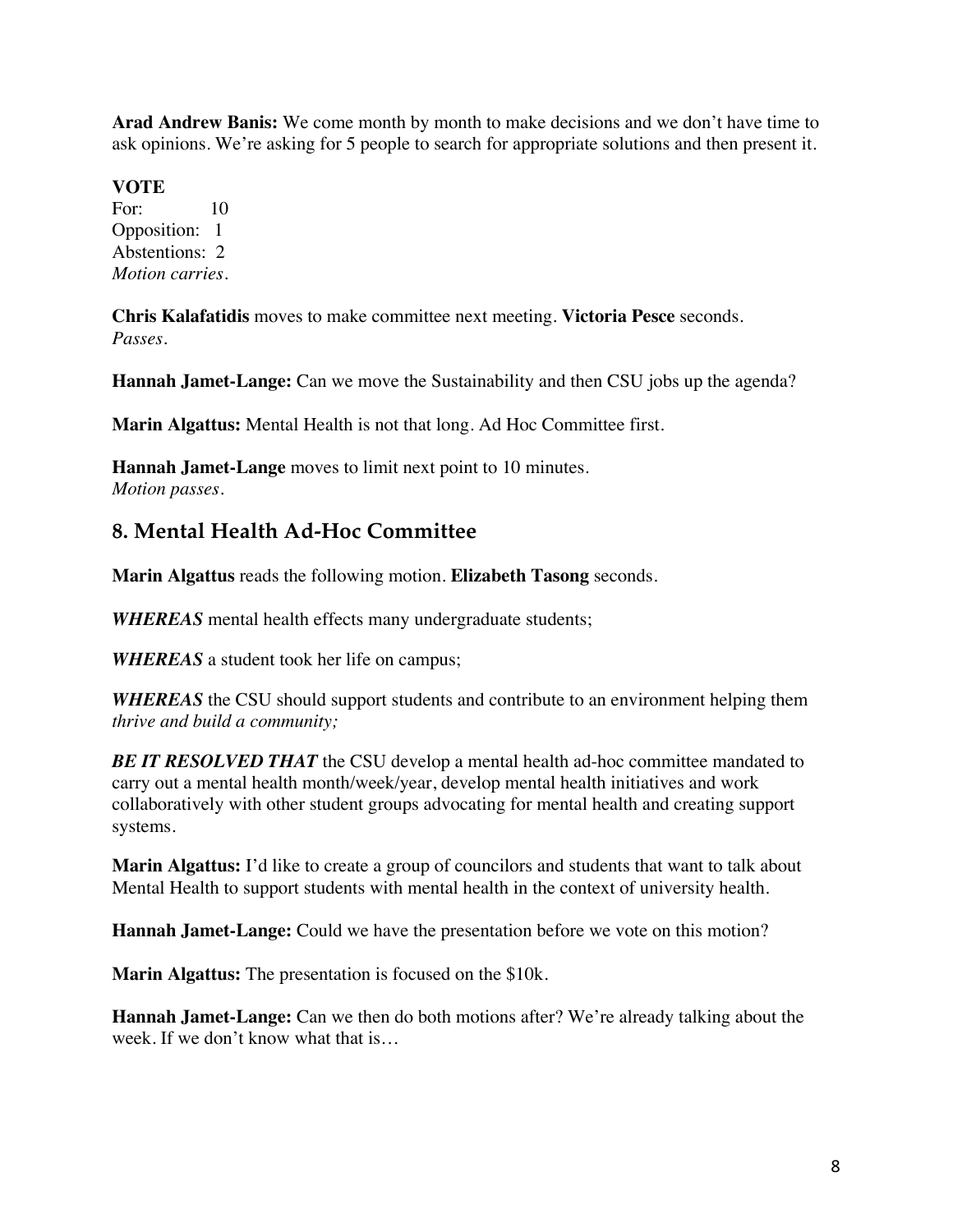**Arad Andrew Banis:** We come month by month to make decisions and we don't have time to ask opinions. We're asking for 5 people to search for appropriate solutions and then present it.

**VOTE**
For: 10
Opposition: 1
Abstentions: 2
*Motion carries.*

**Chris Kalafatidis** moves to make committee next meeting. **Victoria Pesce** seconds.
*Passes.*

**Hannah Jamet-Lange:** Can we move the Sustainability and then CSU jobs up the agenda?

**Marin Algattus:** Mental Health is not that long. Ad Hoc Committee first.

**Hannah Jamet-Lange** moves to limit next point to 10 minutes.
*Motion passes.*

## 8. Mental Health Ad-Hoc Committee

**Marin Algattus** reads the following motion. **Elizabeth Tasong** seconds.

***WHEREAS*** mental health effects many undergraduate students;

***WHEREAS*** a student took her life on campus;

***WHEREAS*** the CSU should support students and contribute to an environment helping them *thrive and build a community;*

***BE IT RESOLVED THAT*** the CSU develop a mental health ad-hoc committee mandated to carry out a mental health month/week/year, develop mental health initiatives and work collaboratively with other student groups advocating for mental health and creating support systems.

**Marin Algattus:** I'd like to create a group of councilors and students that want to talk about Mental Health to support students with mental health in the context of university health.

**Hannah Jamet-Lange:** Could we have the presentation before we vote on this motion?

**Marin Algattus:** The presentation is focused on the $10k.

**Hannah Jamet-Lange:** Can we then do both motions after? We're already talking about the week. If we don't know what that is…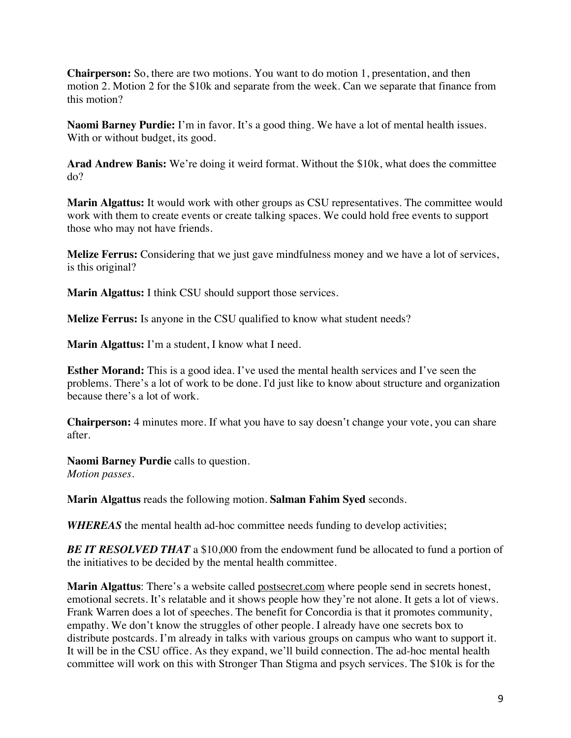**Chairperson:** So, there are two motions. You want to do motion 1, presentation, and then motion 2. Motion 2 for the $10k and separate from the week. Can we separate that finance from this motion?

**Naomi Barney Purdie:** I'm in favor. It's a good thing. We have a lot of mental health issues. With or without budget, its good.

**Arad Andrew Banis:** We're doing it weird format. Without the $10k, what does the committee do?

**Marin Algattus:** It would work with other groups as CSU representatives. The committee would work with them to create events or create talking spaces. We could hold free events to support those who may not have friends.

**Melize Ferrus:** Considering that we just gave mindfulness money and we have a lot of services, is this original?

**Marin Algattus:** I think CSU should support those services.

**Melize Ferrus:** Is anyone in the CSU qualified to know what student needs?

**Marin Algattus:** I'm a student, I know what I need.

**Esther Morand:** This is a good idea. I've used the mental health services and I've seen the problems. There's a lot of work to be done. I'd just like to know about structure and organization because there's a lot of work.

**Chairperson:** 4 minutes more. If what you have to say doesn't change your vote, you can share after.

**Naomi Barney Purdie** calls to question.
*Motion passes.*

**Marin Algattus** reads the following motion. **Salman Fahim Syed** seconds.

***WHEREAS*** the mental health ad-hoc committee needs funding to develop activities;

***BE IT RESOLVED THAT*** a $10,000 from the endowment fund be allocated to fund a portion of the initiatives to be decided by the mental health committee.

**Marin Algattus**: There's a website called postsecret.com where people send in secrets honest, emotional secrets. It's relatable and it shows people how they're not alone. It gets a lot of views. Frank Warren does a lot of speeches. The benefit for Concordia is that it promotes community, empathy. We don't know the struggles of other people. I already have one secrets box to distribute postcards. I'm already in talks with various groups on campus who want to support it. It will be in the CSU office. As they expand, we'll build connection. The ad-hoc mental health committee will work on this with Stronger Than Stigma and psych services. The $10k is for the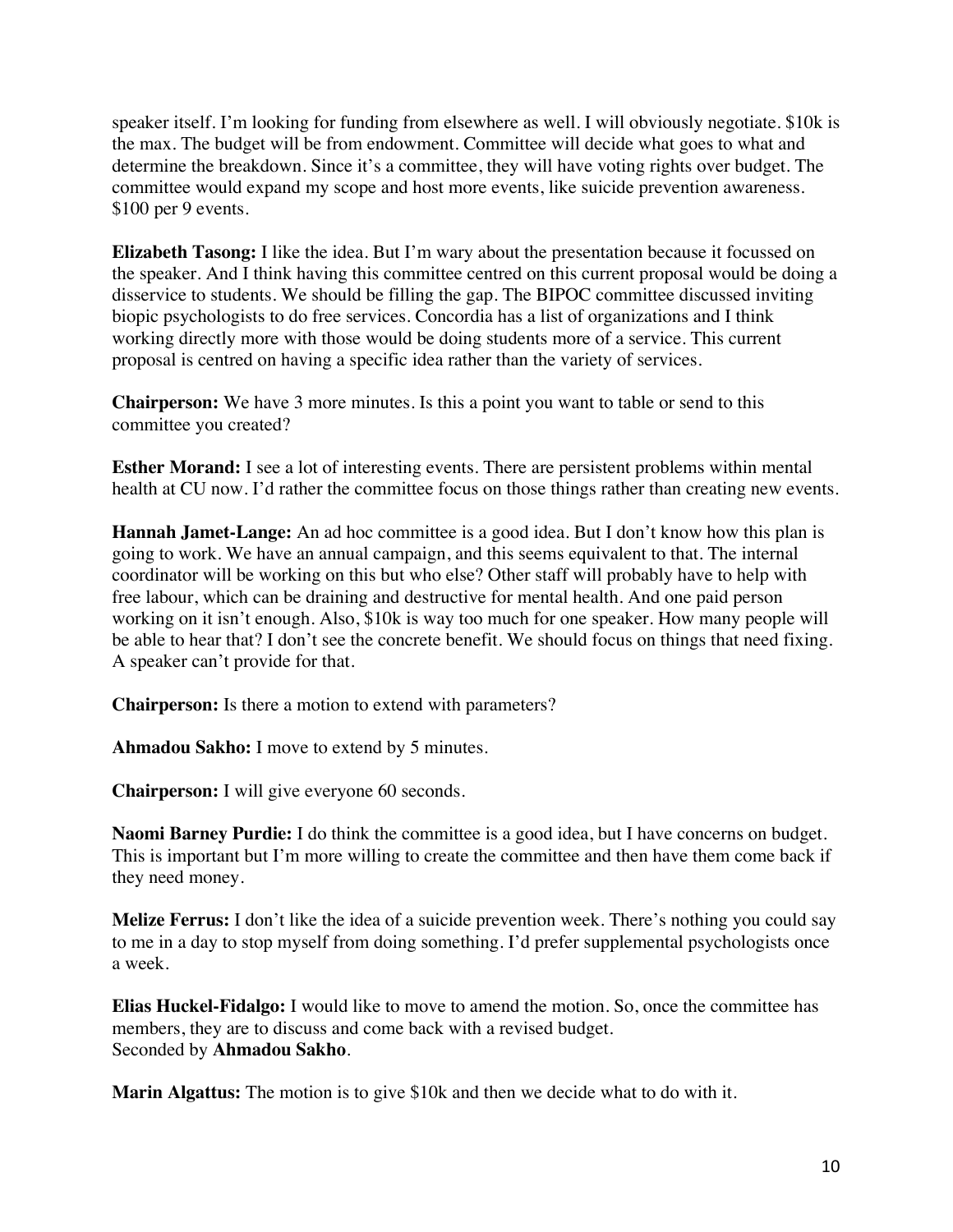speaker itself. I'm looking for funding from elsewhere as well. I will obviously negotiate. $10k is the max. The budget will be from endowment. Committee will decide what goes to what and determine the breakdown. Since it's a committee, they will have voting rights over budget. The committee would expand my scope and host more events, like suicide prevention awareness. $100 per 9 events.

**Elizabeth Tasong:** I like the idea. But I'm wary about the presentation because it focussed on the speaker. And I think having this committee centred on this current proposal would be doing a disservice to students. We should be filling the gap. The BIPOC committee discussed inviting biopic psychologists to do free services. Concordia has a list of organizations and I think working directly more with those would be doing students more of a service. This current proposal is centred on having a specific idea rather than the variety of services.

**Chairperson:** We have 3 more minutes. Is this a point you want to table or send to this committee you created?

**Esther Morand:** I see a lot of interesting events. There are persistent problems within mental health at CU now. I'd rather the committee focus on those things rather than creating new events.

**Hannah Jamet-Lange:** An ad hoc committee is a good idea. But I don't know how this plan is going to work. We have an annual campaign, and this seems equivalent to that. The internal coordinator will be working on this but who else? Other staff will probably have to help with free labour, which can be draining and destructive for mental health. And one paid person working on it isn't enough. Also, $10k is way too much for one speaker. How many people will be able to hear that? I don't see the concrete benefit. We should focus on things that need fixing. A speaker can't provide for that.

**Chairperson:** Is there a motion to extend with parameters?

**Ahmadou Sakho:** I move to extend by 5 minutes.

**Chairperson:** I will give everyone 60 seconds.

**Naomi Barney Purdie:** I do think the committee is a good idea, but I have concerns on budget. This is important but I'm more willing to create the committee and then have them come back if they need money.

**Melize Ferrus:** I don't like the idea of a suicide prevention week. There's nothing you could say to me in a day to stop myself from doing something. I'd prefer supplemental psychologists once a week.

**Elias Huckel-Fidalgo:** I would like to move to amend the motion. So, once the committee has members, they are to discuss and come back with a revised budget.
Seconded by **Ahmadou Sakho**.

**Marin Algattus:** The motion is to give $10k and then we decide what to do with it.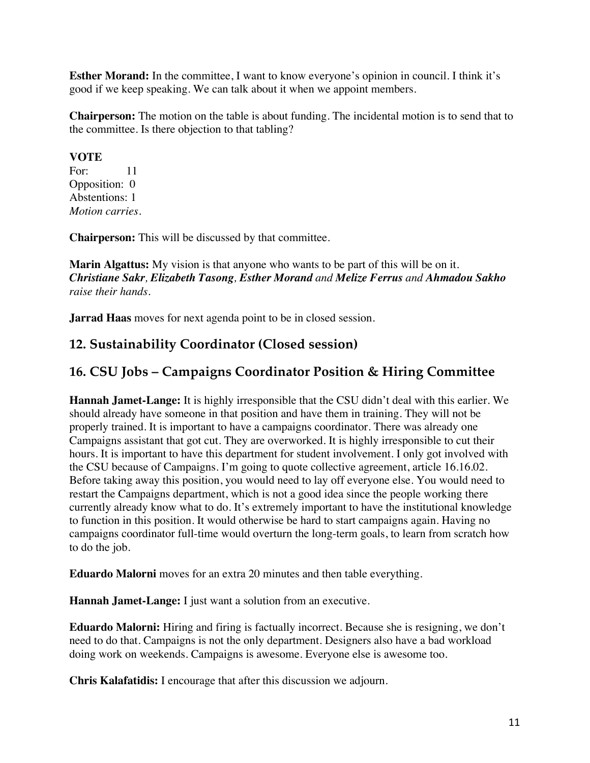**Esther Morand:** In the committee, I want to know everyone's opinion in council. I think it's good if we keep speaking. We can talk about it when we appoint members.

**Chairperson:** The motion on the table is about funding. The incidental motion is to send that to the committee. Is there objection to that tabling?

**VOTE**
For: 11
Opposition: 0
Abstentions: 1
*Motion carries.*

**Chairperson:** This will be discussed by that committee.

**Marin Algattus:** My vision is that anyone who wants to be part of this will be on it.
***Christiane Sakr**, **Elizabeth Tasong**, **Esther Morand** and **Melize Ferrus** and **Ahmadou Sakho** raise their hands.*

**Jarrad Haas** moves for next agenda point to be in closed session.

## 12. Sustainability Coordinator (Closed session)

## 16. CSU Jobs – Campaigns Coordinator Position & Hiring Committee

**Hannah Jamet-Lange:** It is highly irresponsible that the CSU didn't deal with this earlier. We should already have someone in that position and have them in training. They will not be properly trained. It is important to have a campaigns coordinator. There was already one Campaigns assistant that got cut. They are overworked. It is highly irresponsible to cut their hours. It is important to have this department for student involvement. I only got involved with the CSU because of Campaigns. I'm going to quote collective agreement, article 16.16.02. Before taking away this position, you would need to lay off everyone else. You would need to restart the Campaigns department, which is not a good idea since the people working there currently already know what to do. It's extremely important to have the institutional knowledge to function in this position. It would otherwise be hard to start campaigns again. Having no campaigns coordinator full-time would overturn the long-term goals, to learn from scratch how to do the job.

**Eduardo Malorni** moves for an extra 20 minutes and then table everything.

**Hannah Jamet-Lange:** I just want a solution from an executive.

**Eduardo Malorni:** Hiring and firing is factually incorrect. Because she is resigning, we don't need to do that. Campaigns is not the only department. Designers also have a bad workload doing work on weekends. Campaigns is awesome. Everyone else is awesome too.

**Chris Kalafatidis:** I encourage that after this discussion we adjourn.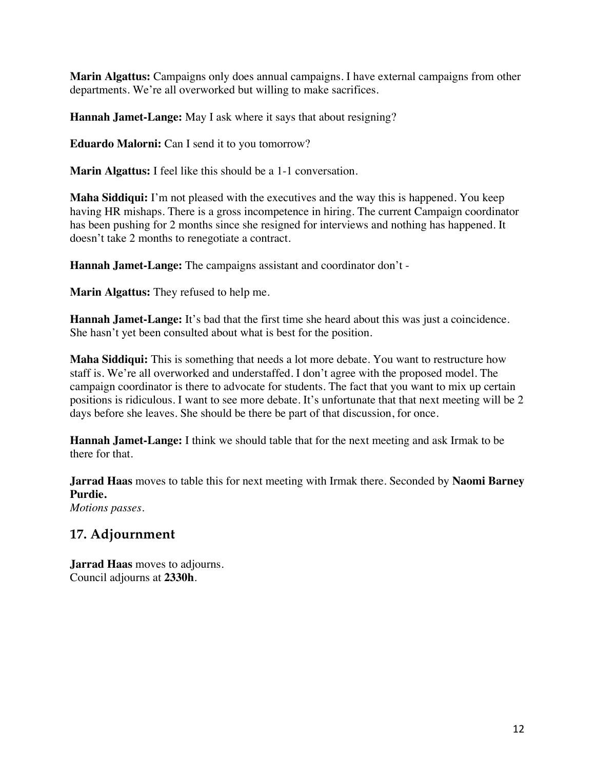**Marin Algattus:** Campaigns only does annual campaigns. I have external campaigns from other departments. We're all overworked but willing to make sacrifices.

**Hannah Jamet-Lange:** May I ask where it says that about resigning?

**Eduardo Malorni:** Can I send it to you tomorrow?

**Marin Algattus:** I feel like this should be a 1-1 conversation.

**Maha Siddiqui:** I'm not pleased with the executives and the way this is happened. You keep having HR mishaps. There is a gross incompetence in hiring. The current Campaign coordinator has been pushing for 2 months since she resigned for interviews and nothing has happened. It doesn't take 2 months to renegotiate a contract.

**Hannah Jamet-Lange:** The campaigns assistant and coordinator don't -

**Marin Algattus:** They refused to help me.

**Hannah Jamet-Lange:** It's bad that the first time she heard about this was just a coincidence. She hasn't yet been consulted about what is best for the position.

**Maha Siddiqui:** This is something that needs a lot more debate. You want to restructure how staff is. We're all overworked and understaffed. I don't agree with the proposed model. The campaign coordinator is there to advocate for students. The fact that you want to mix up certain positions is ridiculous. I want to see more debate. It's unfortunate that that next meeting will be 2 days before she leaves. She should be there be part of that discussion, for once.

**Hannah Jamet-Lange:** I think we should table that for the next meeting and ask Irmak to be there for that.

**Jarrad Haas** moves to table this for next meeting with Irmak there. Seconded by **Naomi Barney Purdie.**
*Motions passes.*

## 17. Adjournment

**Jarrad Haas** moves to adjourns.
Council adjourns at **2330h**.